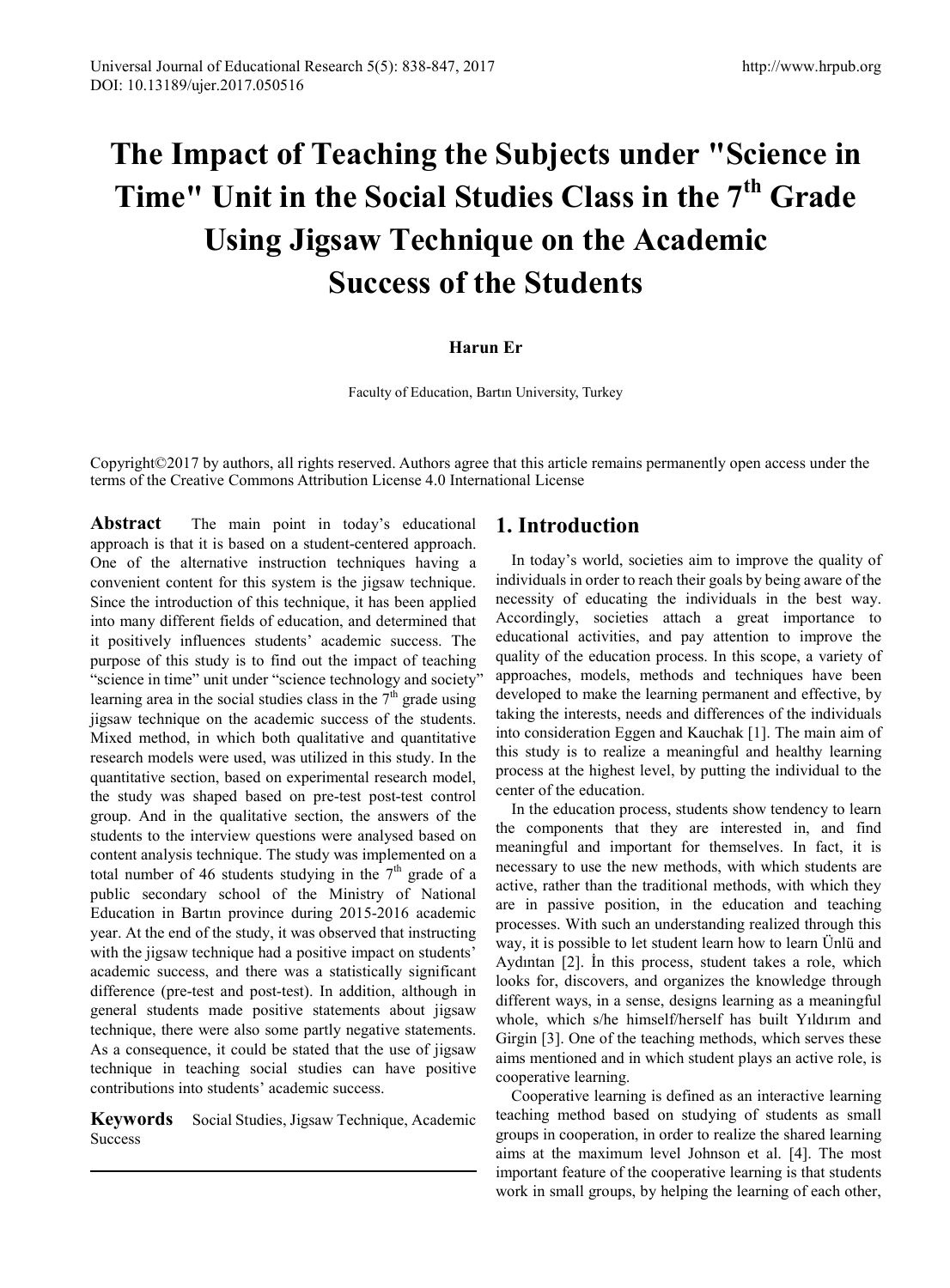# The Impact of Teaching the Subjects under "Science in Time" Unit in the Social Studies Class in the 7th Grade Using Jigsaw Technique on the Academic Success of the Students

**Harun Er**

Faculty of Education, Bartın University, Turkey

Copyright©2017 by authors, all rights reserved. Authors agree that this article remains permanently open access under the terms of the Creative Commons Attribution License 4.0 International License

**Abstract** The main point in today's educational approach is that it is based on a student-centered approach. One of the alternative instruction techniques having a convenient content for this system is the jigsaw technique. Since the introduction of this technique, it has been applied into many different fields of education, and determined that it positively influences students' academic success. The purpose of this study is to find out the impact of teaching "science in time" unit under "science technology and society" learning area in the social studies class in the 7th grade using jigsaw technique on the academic success of the students. Mixed method, in which both qualitative and quantitative research models were used, was utilized in this study. In the quantitative section, based on experimental research model, the study was shaped based on pre-test post-test control group. And in the qualitative section, the answers of the students to the interview questions were analysed based on content analysis technique. The study was implemented on a total number of 46 students studying in the 7th grade of a public secondary school of the Ministry of National Education in Bartın province during 2015-2016 academic year. At the end of the study, it was observed that instructing with the jigsaw technique had a positive impact on students' academic success, and there was a statistically significant difference (pre-test and post-test). In addition, although in general students made positive statements about jigsaw technique, there were also some partly negative statements. As a consequence, it could be stated that the use of jigsaw technique in teaching social studies can have positive contributions into students' academic success.

**Keywords** Social Studies, Jigsaw Technique, Academic Success

## 1. Introduction

In today's world, societies aim to improve the quality of individuals in order to reach their goals by being aware of the necessity of educating the individuals in the best way. Accordingly, societies attach a great importance to educational activities, and pay attention to improve the quality of the education process. In this scope, a variety of approaches, models, methods and techniques have been developed to make the learning permanent and effective, by taking the interests, needs and differences of the individuals into consideration Eggen and Kauchak [1]. The main aim of this study is to realize a meaningful and healthy learning process at the highest level, by putting the individual to the center of the education.

In the education process, students show tendency to learn the components that they are interested in, and find meaningful and important for themselves. In fact, it is necessary to use the new methods, with which students are active, rather than the traditional methods, with which they are in passive position, in the education and teaching processes. With such an understanding realized through this way, it is possible to let student learn how to learn Ünlü and Aydıntan [2]. İn this process, student takes a role, which looks for, discovers, and organizes the knowledge through different ways, in a sense, designs learning as a meaningful whole, which s/he himself/herself has built Yıldırım and Girgin [3]. One of the teaching methods, which serves these aims mentioned and in which student plays an active role, is cooperative learning.

Cooperative learning is defined as an interactive learning teaching method based on studying of students as small groups in cooperation, in order to realize the shared learning aims at the maximum level Johnson et al. [4]. The most important feature of the cooperative learning is that students work in small groups, by helping the learning of each other,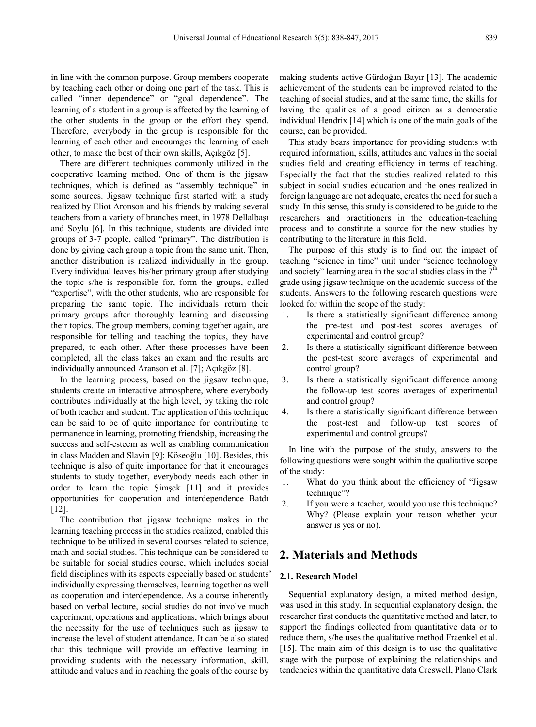in line with the common purpose. Group members cooperate by teaching each other or doing one part of the task. This is called "inner dependence" or "goal dependence". The learning of a student in a group is affected by the learning of the other students in the group or the effort they spend. Therefore, everybody in the group is responsible for the learning of each other and encourages the learning of each other, to make the best of their own skills, Açıkgöz [5].

There are different techniques commonly utilized in the cooperative learning method. One of them is the jigsaw techniques, which is defined as "assembly technique" in some sources. Jigsaw technique first started with a study realized by Eliot Aronson and his friends by making several teachers from a variety of branches meet, in 1978 Dellalbaşı and Soylu [6]. İn this technique, students are divided into groups of 3-7 people, called "primary". The distribution is done by giving each group a topic from the same unit. Then, another distribution is realized individually in the group. Every individual leaves his/her primary group after studying the topic s/he is responsible for, form the groups, called "expertise", with the other students, who are responsible for preparing the same topic. The individuals return their primary groups after thoroughly learning and discussing their topics. The group members, coming together again, are responsible for telling and teaching the topics, they have prepared, to each other. After these processes have been completed, all the class takes an exam and the results are individually announced Aranson et al. [7]; Açıkgöz [8].

In the learning process, based on the jigsaw technique, students create an interactive atmosphere, where everybody contributes individually at the high level, by taking the role of both teacher and student. The application of this technique can be said to be of quite importance for contributing to permanence in learning, promoting friendship, increasing the success and self-esteem as well as enabling communication in class Madden and Slavin [9]; Köseoğlu [10]. Besides, this technique is also of quite importance for that it encourages students to study together, everybody needs each other in order to learn the topic Şimşek [11] and it provides opportunities for cooperation and interdependence Batdı [12].

The contribution that jigsaw technique makes in the learning teaching process in the studies realized, enabled this technique to be utilized in several courses related to science, math and social studies. This technique can be considered to be suitable for social studies course, which includes social field disciplines with its aspects especially based on students' individually expressing themselves, learning together as well as cooperation and interdependence. As a course inherently based on verbal lecture, social studies do not involve much experiment, operations and applications, which brings about the necessity for the use of techniques such as jigsaw to increase the level of student attendance. It can be also stated that this technique will provide an effective learning in providing students with the necessary information, skill, attitude and values and in reaching the goals of the course by making students active Gürdoğan Bayır [13]. The academic achievement of the students can be improved related to the teaching of social studies, and at the same time, the skills for having the qualities of a good citizen as a democratic individual Hendrix [14] which is one of the main goals of the course, can be provided.

This study bears importance for providing students with required information, skills, attitudes and values in the social studies field and creating efficiency in terms of teaching. Especially the fact that the studies realized related to this subject in social studies education and the ones realized in foreign language are not adequate, creates the need for such a study. In this sense, this study is considered to be guide to the researchers and practitioners in the education-teaching process and to constitute a source for the new studies by contributing to the literature in this field.

The purpose of this study is to find out the impact of teaching "science in time" unit under "science technology and society" learning area in the social studies class in the 7th grade using jigsaw technique on the academic success of the students. Answers to the following research questions were looked for within the scope of the study:

1. Is there a statistically significant difference among the pre-test and post-test scores averages of experimental and control group?
2. Is there a statistically significant difference between the post-test score averages of experimental and control group?
3. Is there a statistically significant difference among the follow-up test scores averages of experimental and control group?
4. Is there a statistically significant difference between the post-test and follow-up test scores of experimental and control groups?

In line with the purpose of the study, answers to the following questions were sought within the qualitative scope of the study:

1. What do you think about the efficiency of "Jigsaw technique"?
2. If you were a teacher, would you use this technique? Why? (Please explain your reason whether your answer is yes or no).

## 2. Materials and Methods

### 2.1. Research Model

Sequential explanatory design, a mixed method design, was used in this study. In sequential explanatory design, the researcher first conducts the quantitative method and later, to support the findings collected from quantitative data or to reduce them, s/he uses the qualitative method Fraenkel et al. [15]. The main aim of this design is to use the qualitative stage with the purpose of explaining the relationships and tendencies within the quantitative data Creswell, Plano Clark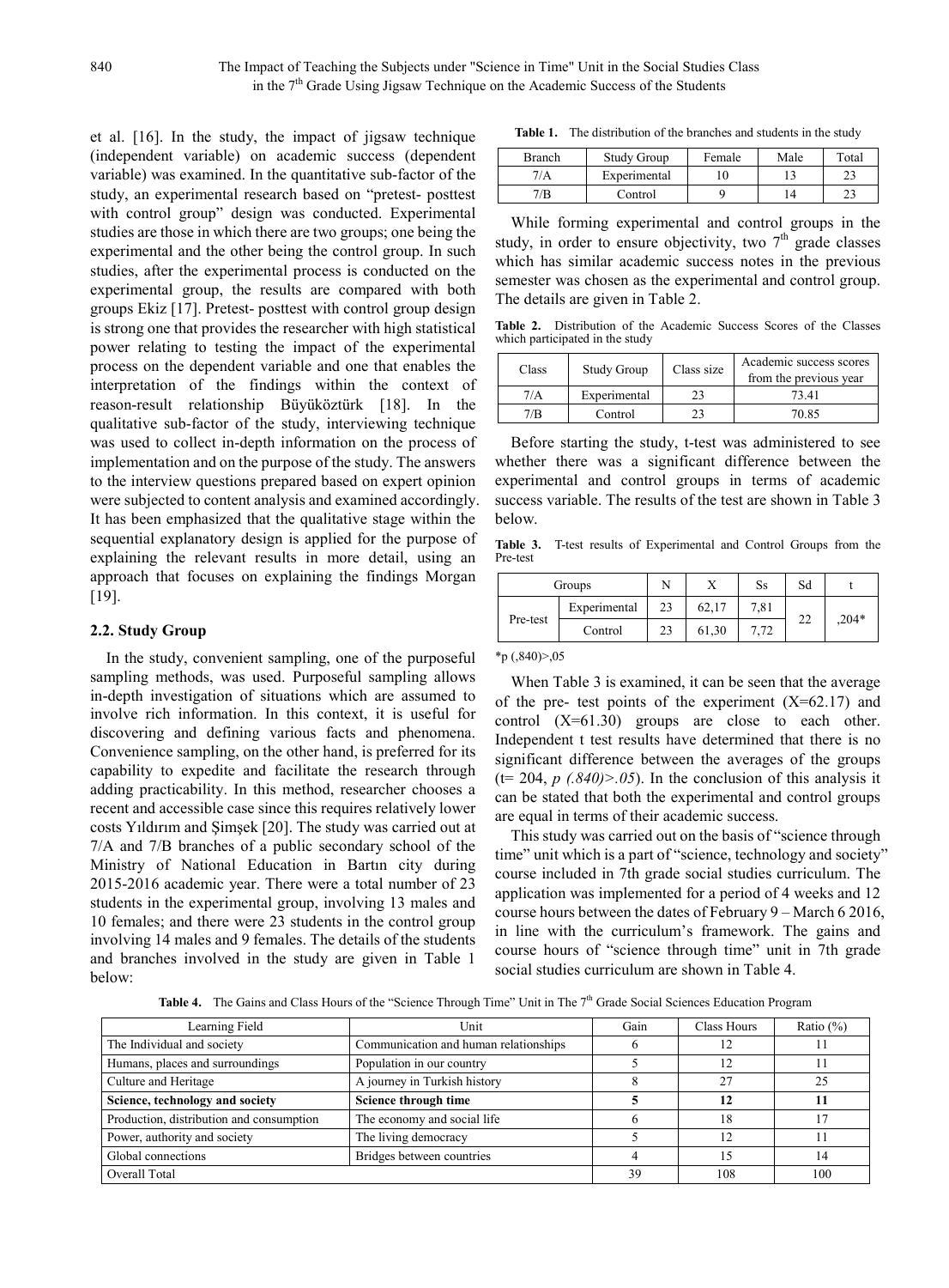et al. [16]. In the study, the impact of jigsaw technique (independent variable) on academic success (dependent variable) was examined. In the quantitative sub-factor of the study, an experimental research based on "pretest- posttest with control group" design was conducted. Experimental studies are those in which there are two groups; one being the experimental and the other being the control group. In such studies, after the experimental process is conducted on the experimental group, the results are compared with both groups Ekiz [17]. Pretest- posttest with control group design is strong one that provides the researcher with high statistical power relating to testing the impact of the experimental process on the dependent variable and one that enables the interpretation of the findings within the context of reason-result relationship Büyüköztürk [18]. In the qualitative sub-factor of the study, interviewing technique was used to collect in-depth information on the process of implementation and on the purpose of the study. The answers to the interview questions prepared based on expert opinion were subjected to content analysis and examined accordingly. It has been emphasized that the qualitative stage within the sequential explanatory design is applied for the purpose of explaining the relevant results in more detail, using an approach that focuses on explaining the findings Morgan [19].

## 2.2. Study Group

In the study, convenient sampling, one of the purposeful sampling methods, was used. Purposeful sampling allows in-depth investigation of situations which are assumed to involve rich information. In this context, it is useful for discovering and defining various facts and phenomena. Convenience sampling, on the other hand, is preferred for its capability to expedite and facilitate the research through adding practicability. In this method, researcher chooses a recent and accessible case since this requires relatively lower costs Yıldırım and Şimşek [20]. The study was carried out at 7/A and 7/B branches of a public secondary school of the Ministry of National Education in Bartın city during 2015-2016 academic year. There were a total number of 23 students in the experimental group, involving 13 males and 10 females; and there were 23 students in the control group involving 14 males and 9 females. The details of the students and branches involved in the study are given in Table 1 below:

**Table 1.** The distribution of the branches and students in the study

| Branch | Study Group | Female | Male | Total |
|---|---|---|---|---|
| 7/A | Experimental | 10 | 13 | 23 |
| 7/B | Control | 9 | 14 | 23 |

While forming experimental and control groups in the study, in order to ensure objectivity, two 7[th] grade classes which has similar academic success notes in the previous semester was chosen as the experimental and control group. The details are given in Table 2.

**Table 2.** Distribution of the Academic Success Scores of the Classes which participated in the study

| Class | Study Group | Class size | Academic success scores from the previous year |
|---|---|---|---|
| 7/A | Experimental | 23 | 73.41 |
| 7/B | Control | 23 | 70.85 |

Before starting the study, t-test was administered to see whether there was a significant difference between the experimental and control groups in terms of academic success variable. The results of the test are shown in Table 3 below.

**Table 3.** T-test results of Experimental and Control Groups from the Pre-test

| Groups | | N | X | Ss | Sd | t |
|---|---|---|---|---|---|---|
| Pre-test | Experimental | 23 | 62,17 | 7,81 | 22 | ,204* |
| | Control | 23 | 61,30 | 7,72 | | |

*p (,840)>,05

When Table 3 is examined, it can be seen that the average of the pre- test points of the experiment (X=62.17) and control (X=61.30) groups are close to each other. Independent t test results have determined that there is no significant difference between the averages of the groups (t= 204, *p (.840)>.05*). In the conclusion of this analysis it can be stated that both the experimental and control groups are equal in terms of their academic success.

This study was carried out on the basis of "science through time" unit which is a part of "science, technology and society" course included in 7th grade social studies curriculum. The application was implemented for a period of 4 weeks and 12 course hours between the dates of February 9 – March 6 2016, in line with the curriculum's framework. The gains and course hours of "science through time" unit in 7th grade social studies curriculum are shown in Table 4.

**Table 4.** The Gains and Class Hours of the "Science Through Time" Unit in The 7[th] Grade Social Sciences Education Program

| Learning Field | Unit | Gain | Class Hours | Ratio (%) |
|---|---|---|---|---|
| The Individual and society | Communication and human relationships | 6 | 12 | 11 |
| Humans, places and surroundings | Population in our country | 5 | 12 | 11 |
| Culture and Heritage | A journey in Turkish history | 8 | 27 | 25 |
| **Science, technology and society** | **Science through time** | **5** | **12** | **11** |
| Production, distribution and consumption | The economy and social life | 6 | 18 | 17 |
| Power, authority and society | The living democracy | 5 | 12 | 11 |
| Global connections | Bridges between countries | 4 | 15 | 14 |
| Overall Total | | 39 | 108 | 100 |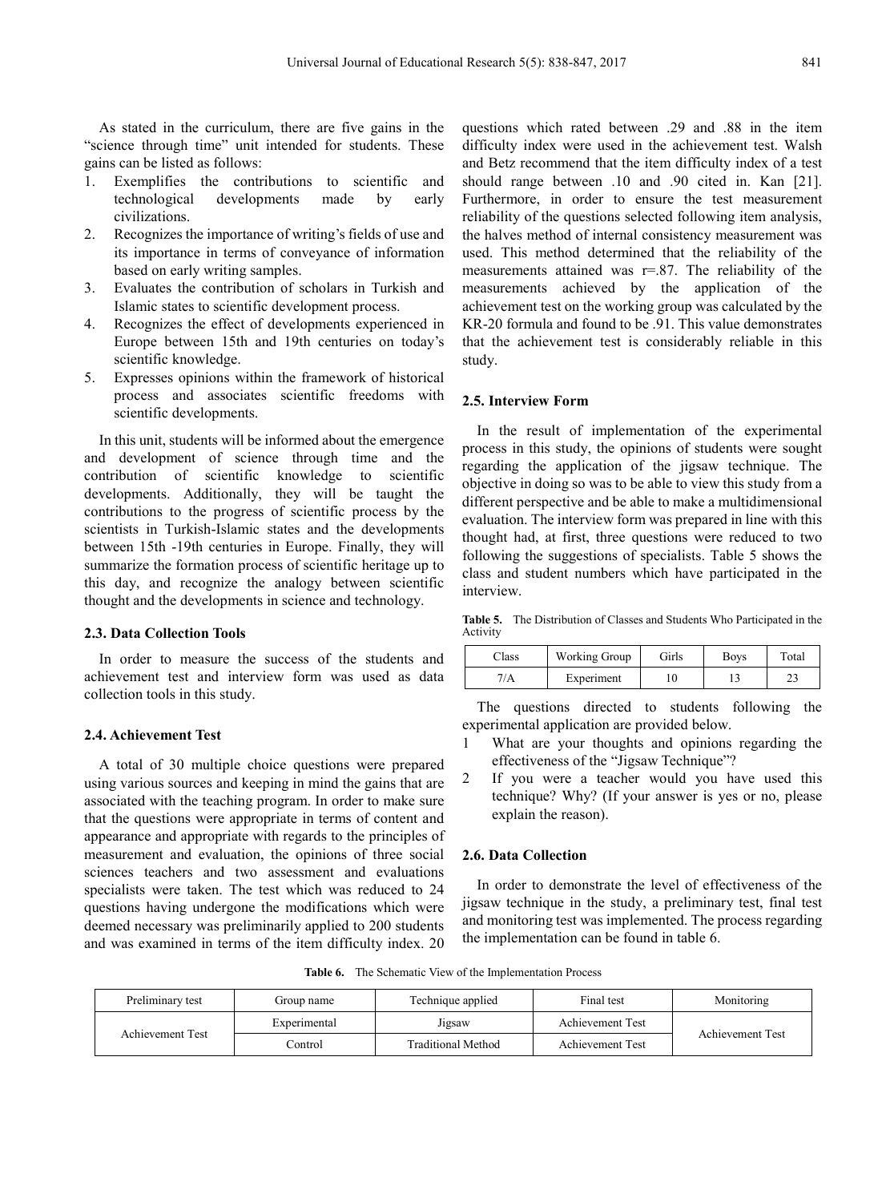As stated in the curriculum, there are five gains in the "science through time" unit intended for students. These gains can be listed as follows:

1. Exemplifies the contributions to scientific and technological developments made by early civilizations.
2. Recognizes the importance of writing's fields of use and its importance in terms of conveyance of information based on early writing samples.
3. Evaluates the contribution of scholars in Turkish and Islamic states to scientific development process.
4. Recognizes the effect of developments experienced in Europe between 15th and 19th centuries on today's scientific knowledge.
5. Expresses opinions within the framework of historical process and associates scientific freedoms with scientific developments.

In this unit, students will be informed about the emergence and development of science through time and the contribution of scientific knowledge to scientific developments. Additionally, they will be taught the contributions to the progress of scientific process by the scientists in Turkish-Islamic states and the developments between 15th -19th centuries in Europe. Finally, they will summarize the formation process of scientific heritage up to this day, and recognize the analogy between scientific thought and the developments in science and technology.

### 2.3. Data Collection Tools

In order to measure the success of the students and achievement test and interview form was used as data collection tools in this study.

### 2.4. Achievement Test

A total of 30 multiple choice questions were prepared using various sources and keeping in mind the gains that are associated with the teaching program. In order to make sure that the questions were appropriate in terms of content and appearance and appropriate with regards to the principles of measurement and evaluation, the opinions of three social sciences teachers and two assessment and evaluations specialists were taken. The test which was reduced to 24 questions having undergone the modifications which were deemed necessary was preliminarily applied to 200 students and was examined in terms of the item difficulty index. 20 questions which rated between .29 and .88 in the item difficulty index were used in the achievement test. Walsh and Betz recommend that the item difficulty index of a test should range between .10 and .90 cited in. Kan [21]. Furthermore, in order to ensure the test measurement reliability of the questions selected following item analysis, the halves method of internal consistency measurement was used. This method determined that the reliability of the measurements attained was r=.87. The reliability of the measurements achieved by the application of the achievement test on the working group was calculated by the KR-20 formula and found to be .91. This value demonstrates that the achievement test is considerably reliable in this study.

### 2.5. Interview Form

In the result of implementation of the experimental process in this study, the opinions of students were sought regarding the application of the jigsaw technique. The objective in doing so was to be able to view this study from a different perspective and be able to make a multidimensional evaluation. The interview form was prepared in line with this thought had, at first, three questions were reduced to two following the suggestions of specialists. Table 5 shows the class and student numbers which have participated in the interview.

**Table 5.** The Distribution of Classes and Students Who Participated in the Activity

| Class | Working Group | Girls | Boys | Total |
|---|---|---|---|---|
| 7/A | Experiment | 10 | 13 | 23 |

The questions directed to students following the experimental application are provided below.

1 What are your thoughts and opinions regarding the effectiveness of the "Jigsaw Technique"?

2 If you were a teacher would you have used this technique? Why? (If your answer is yes or no, please explain the reason).

### 2.6. Data Collection

In order to demonstrate the level of effectiveness of the jigsaw technique in the study, a preliminary test, final test and monitoring test was implemented. The process regarding the implementation can be found in table 6.

**Table 6.** The Schematic View of the Implementation Process

| Preliminary test | Group name | Technique applied | Final test | Monitoring |
|---|---|---|---|---|
| Achievement Test | Experimental | Jigsaw | Achievement Test | Achievement Test |
| | Control | Traditional Method | Achievement Test | |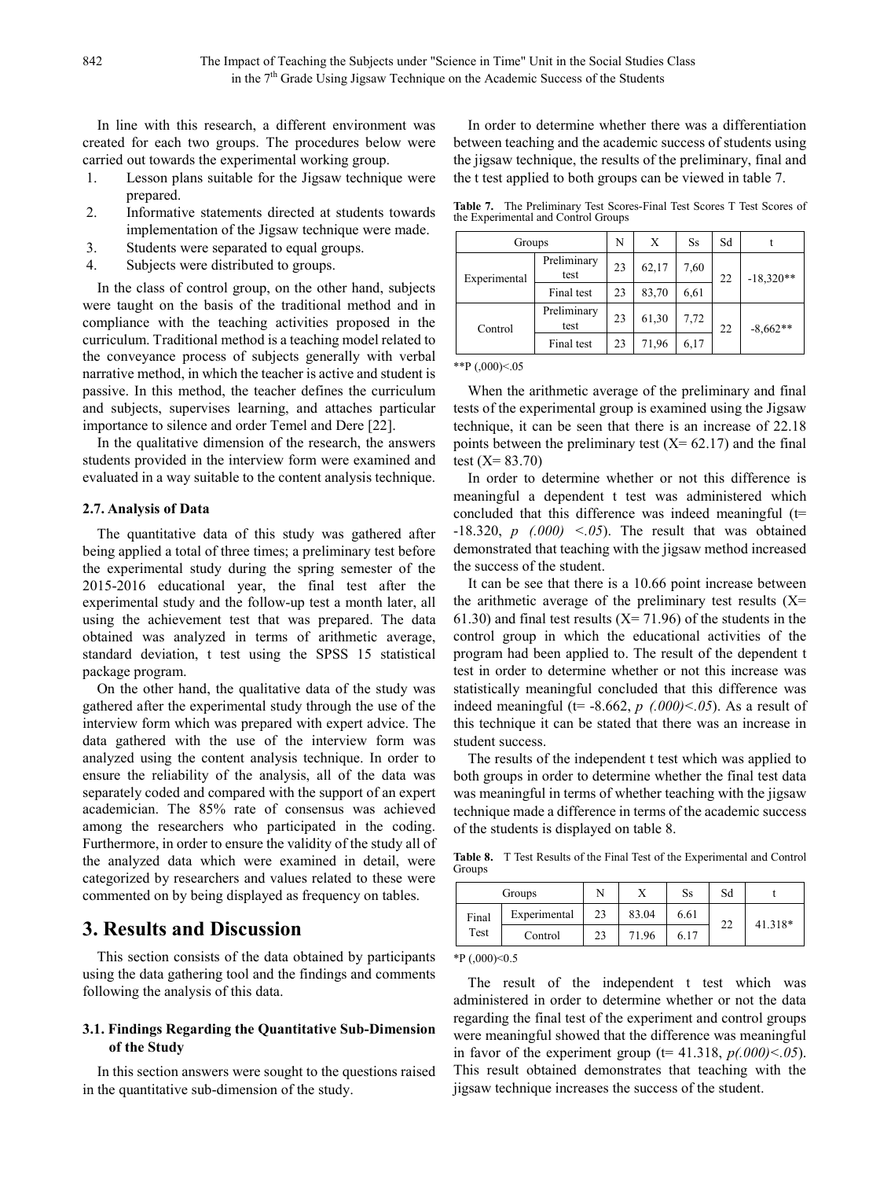In line with this research, a different environment was created for each two groups. The procedures below were carried out towards the experimental working group.

1. Lesson plans suitable for the Jigsaw technique were prepared.
2. Informative statements directed at students towards implementation of the Jigsaw technique were made.
3. Students were separated to equal groups.
4. Subjects were distributed to groups.

In the class of control group, on the other hand, subjects were taught on the basis of the traditional method and in compliance with the teaching activities proposed in the curriculum. Traditional method is a teaching model related to the conveyance process of subjects generally with verbal narrative method, in which the teacher is active and student is passive. In this method, the teacher defines the curriculum and subjects, supervises learning, and attaches particular importance to silence and order Temel and Dere [22].

In the qualitative dimension of the research, the answers students provided in the interview form were examined and evaluated in a way suitable to the content analysis technique.

### 2.7. Analysis of Data

The quantitative data of this study was gathered after being applied a total of three times; a preliminary test before the experimental study during the spring semester of the 2015-2016 educational year, the final test after the experimental study and the follow-up test a month later, all using the achievement test that was prepared. The data obtained was analyzed in terms of arithmetic average, standard deviation, t test using the SPSS 15 statistical package program.

On the other hand, the qualitative data of the study was gathered after the experimental study through the use of the interview form which was prepared with expert advice. The data gathered with the use of the interview form was analyzed using the content analysis technique. In order to ensure the reliability of the analysis, all of the data was separately coded and compared with the support of an expert academician. The 85% rate of consensus was achieved among the researchers who participated in the coding. Furthermore, in order to ensure the validity of the study all of the analyzed data which were examined in detail, were categorized by researchers and values related to these were commented on by being displayed as frequency on tables.

## 3. Results and Discussion

This section consists of the data obtained by participants using the data gathering tool and the findings and comments following the analysis of this data.

### 3.1. Findings Regarding the Quantitative Sub-Dimension of the Study

In this section answers were sought to the questions raised in the quantitative sub-dimension of the study.

In order to determine whether there was a differentiation between teaching and the academic success of students using the jigsaw technique, the results of the preliminary, final and the t test applied to both groups can be viewed in table 7.

**Table 7.** The Preliminary Test Scores-Final Test Scores T Test Scores of the Experimental and Control Groups

| Groups | | N | X | Ss | Sd | t |
|---|---|---|---|---|---|---|
| Experimental | Preliminary test | 23 | 62,17 | 7,60 | 22 | -18,320** |
| | Final test | 23 | 83,70 | 6,61 | | |
| Control | Preliminary test | 23 | 61,30 | 7,72 | 22 | -8,662** |
| | Final test | 23 | 71,96 | 6,17 | | |

**P (,000)<.05

When the arithmetic average of the preliminary and final tests of the experimental group is examined using the Jigsaw technique, it can be seen that there is an increase of 22.18 points between the preliminary test (X= 62.17) and the final test (X= 83.70)

In order to determine whether or not this difference is meaningful a dependent t test was administered which concluded that this difference was indeed meaningful (t= -18.320, *p (.000) <.05*). The result that was obtained demonstrated that teaching with the jigsaw method increased the success of the student.

It can be see that there is a 10.66 point increase between the arithmetic average of the preliminary test results (X= 61.30) and final test results (X= 71.96) of the students in the control group in which the educational activities of the program had been applied to. The result of the dependent t test in order to determine whether or not this increase was statistically meaningful concluded that this difference was indeed meaningful (t= -8.662, *p (.000)<.05*). As a result of this technique it can be stated that there was an increase in student success.

The results of the independent t test which was applied to both groups in order to determine whether the final test data was meaningful in terms of whether teaching with the jigsaw technique made a difference in terms of the academic success of the students is displayed on table 8.

**Table 8.** T Test Results of the Final Test of the Experimental and Control Groups

| Groups | | N | X | Ss | Sd | t |
|---|---|---|---|---|---|---|
| Final Test | Experimental | 23 | 83.04 | 6.61 | 22 | 41.318* |
| | Control | 23 | 71.96 | 6.17 | | |

*P (,000)<0.5

The result of the independent t test which was administered in order to determine whether or not the data regarding the final test of the experiment and control groups were meaningful showed that the difference was meaningful in favor of the experiment group (t= 41.318, *p(.000)<.05*). This result obtained demonstrates that teaching with the jigsaw technique increases the success of the student.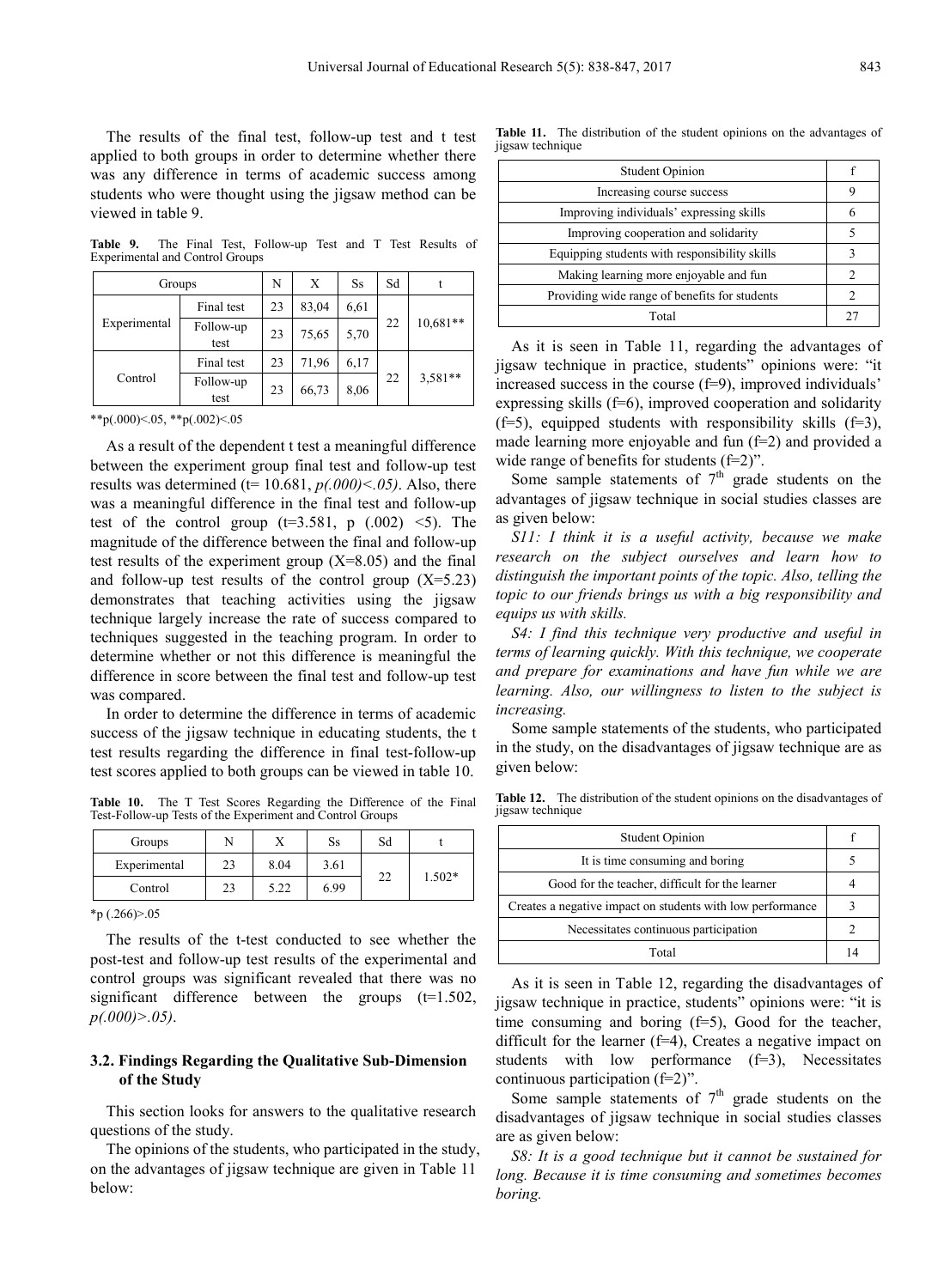The results of the final test, follow-up test and t test applied to both groups in order to determine whether there was any difference in terms of academic success among students who were thought using the jigsaw method can be viewed in table 9.

**Table 9.** The Final Test, Follow-up Test and T Test Results of Experimental and Control Groups

| Groups | | N | X | Ss | Sd | t |
|---|---|---|---|---|---|---|
| Experimental | Final test | 23 | 83,04 | 6,61 | 22 | 10,681** |
| | Follow-up test | 23 | 75,65 | 5,70 | | |
| Control | Final test | 23 | 71,96 | 6,17 | 22 | 3,581** |
| | Follow-up test | 23 | 66,73 | 8,06 | | |

**p(.000)<.05, **p(.002)<.05

As a result of the dependent t test a meaningful difference between the experiment group final test and follow-up test results was determined (t= 10.681, *p(.000)<.05)*. Also, there was a meaningful difference in the final test and follow-up test of the control group (t=3.581, p (.002) <5). The magnitude of the difference between the final and follow-up test results of the experiment group (X=8.05) and the final and follow-up test results of the control group (X=5.23) demonstrates that teaching activities using the jigsaw technique largely increase the rate of success compared to techniques suggested in the teaching program. In order to determine whether or not this difference is meaningful the difference in score between the final test and follow-up test was compared.

In order to determine the difference in terms of academic success of the jigsaw technique in educating students, the t test results regarding the difference in final test-follow-up test scores applied to both groups can be viewed in table 10.

**Table 10.** The T Test Scores Regarding the Difference of the Final Test-Follow-up Tests of the Experiment and Control Groups

| Groups | N | X | Ss | Sd | t |
|---|---|---|---|---|---|
| Experimental | 23 | 8.04 | 3.61 | 22 | 1.502* |
| Control | 23 | 5.22 | 6.99 | | |

*p (.266)>.05

The results of the t-test conducted to see whether the post-test and follow-up test results of the experimental and control groups was significant revealed that there was no significant difference between the groups (t=1.502, *p(.000)>.05)*.

### 3.2. Findings Regarding the Qualitative Sub-Dimension of the Study

This section looks for answers to the qualitative research questions of the study.

The opinions of the students, who participated in the study, on the advantages of jigsaw technique are given in Table 11 below:

**Table 11.** The distribution of the student opinions on the advantages of jigsaw technique

| Student Opinion | f |
|---|---|
| Increasing course success | 9 |
| Improving individuals' expressing skills | 6 |
| Improving cooperation and solidarity | 5 |
| Equipping students with responsibility skills | 3 |
| Making learning more enjoyable and fun | 2 |
| Providing wide range of benefits for students | 2 |
| Total | 27 |

As it is seen in Table 11, regarding the advantages of jigsaw technique in practice, students" opinions were: "it increased success in the course (f=9), improved individuals' expressing skills (f=6), improved cooperation and solidarity (f=5), equipped students with responsibility skills (f=3), made learning more enjoyable and fun (f=2) and provided a wide range of benefits for students (f=2)".

Some sample statements of 7th grade students on the advantages of jigsaw technique in social studies classes are as given below:

*S11: I think it is a useful activity, because we make research on the subject ourselves and learn how to distinguish the important points of the topic. Also, telling the topic to our friends brings us with a big responsibility and equips us with skills.*

*S4: I find this technique very productive and useful in terms of learning quickly. With this technique, we cooperate and prepare for examinations and have fun while we are learning. Also, our willingness to listen to the subject is increasing.*

Some sample statements of the students, who participated in the study, on the disadvantages of jigsaw technique are as given below:

**Table 12.** The distribution of the student opinions on the disadvantages of jigsaw technique

| Student Opinion | f |
|---|---|
| It is time consuming and boring | 5 |
| Good for the teacher, difficult for the learner | 4 |
| Creates a negative impact on students with low performance | 3 |
| Necessitates continuous participation | 2 |
| Total | 14 |

As it is seen in Table 12, regarding the disadvantages of jigsaw technique in practice, students" opinions were: "it is time consuming and boring (f=5), Good for the teacher, difficult for the learner (f=4), Creates a negative impact on students with low performance (f=3), Necessitates continuous participation (f=2)".

Some sample statements of 7th grade students on the disadvantages of jigsaw technique in social studies classes are as given below:

*S8: It is a good technique but it cannot be sustained for long. Because it is time consuming and sometimes becomes boring.*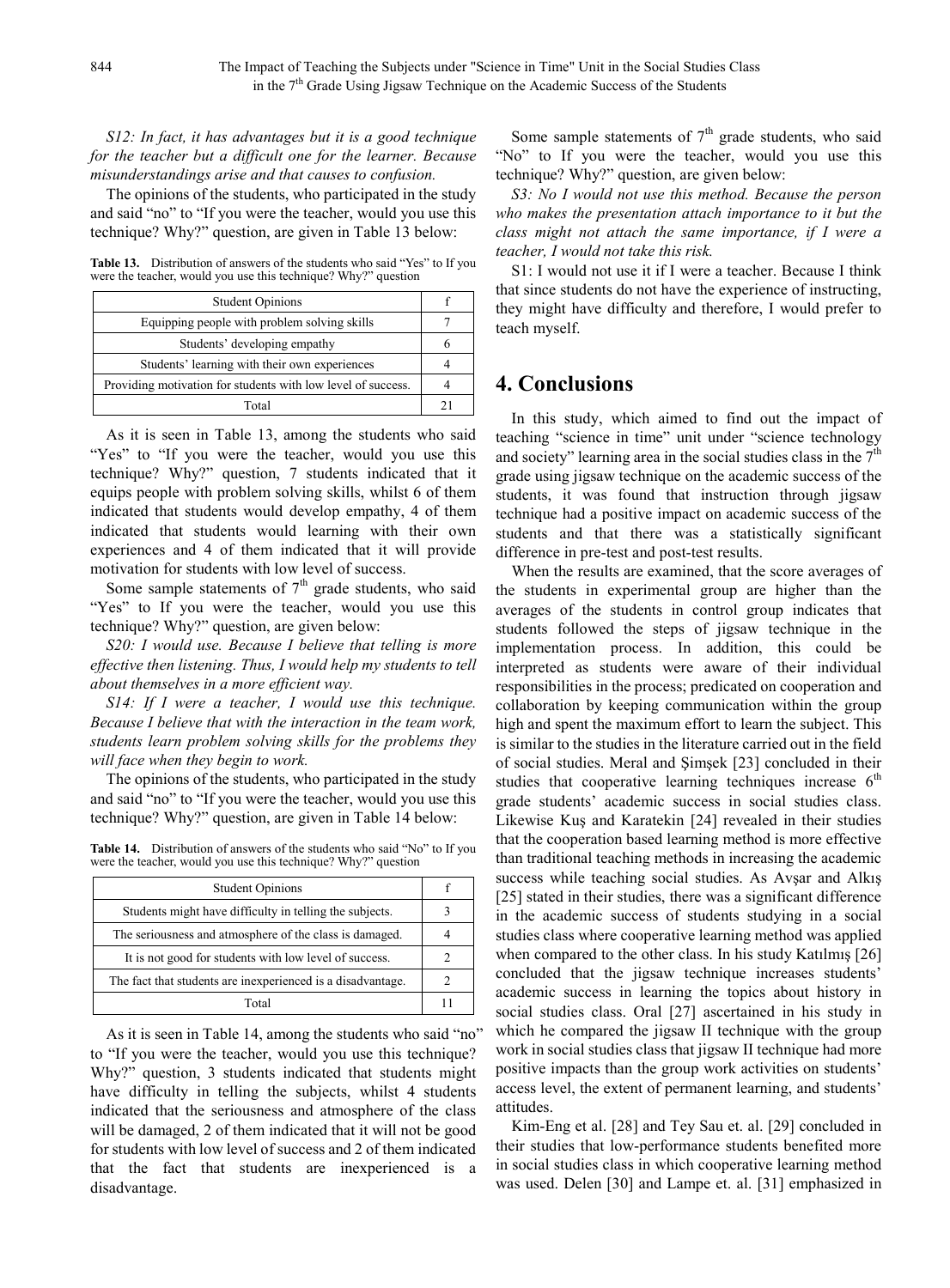*S12: In fact, it has advantages but it is a good technique for the teacher but a difficult one for the learner. Because misunderstandings arise and that causes to confusion.*

The opinions of the students, who participated in the study and said "no" to "If you were the teacher, would you use this technique? Why?" question, are given in Table 13 below:

**Table 13.** Distribution of answers of the students who said "Yes" to If you were the teacher, would you use this technique? Why?" question

| Student Opinions | f |
|---|---|
| Equipping people with problem solving skills | 7 |
| Students' developing empathy | 6 |
| Students' learning with their own experiences | 4 |
| Providing motivation for students with low level of success. | 4 |
| Total | 21 |

As it is seen in Table 13, among the students who said "Yes" to "If you were the teacher, would you use this technique? Why?" question, 7 students indicated that it equips people with problem solving skills, whilst 6 of them indicated that students would develop empathy, 4 of them indicated that students would learning with their own experiences and 4 of them indicated that it will provide motivation for students with low level of success.

Some sample statements of 7th grade students, who said "Yes" to If you were the teacher, would you use this technique? Why?" question, are given below:

*S20: I would use. Because I believe that telling is more effective then listening. Thus, I would help my students to tell about themselves in a more efficient way.*

*S14: If I were a teacher, I would use this technique. Because I believe that with the interaction in the team work, students learn problem solving skills for the problems they will face when they begin to work.*

The opinions of the students, who participated in the study and said "no" to "If you were the teacher, would you use this technique? Why?" question, are given in Table 14 below:

**Table 14.** Distribution of answers of the students who said "No" to If you were the teacher, would you use this technique? Why?" question

| Student Opinions | f |
|---|---|
| Students might have difficulty in telling the subjects. | 3 |
| The seriousness and atmosphere of the class is damaged. | 4 |
| It is not good for students with low level of success. | 2 |
| The fact that students are inexperienced is a disadvantage. | 2 |
| Total | 11 |

As it is seen in Table 14, among the students who said "no" to "If you were the teacher, would you use this technique? Why?" question, 3 students indicated that students might have difficulty in telling the subjects, whilst 4 students indicated that the seriousness and atmosphere of the class will be damaged, 2 of them indicated that it will not be good for students with low level of success and 2 of them indicated that the fact that students are inexperienced is a disadvantage.

Some sample statements of 7th grade students, who said "No" to If you were the teacher, would you use this technique? Why?" question, are given below:

*S3: No I would not use this method. Because the person who makes the presentation attach importance to it but the class might not attach the same importance, if I were a teacher, I would not take this risk.*

S1: I would not use it if I were a teacher. Because I think that since students do not have the experience of instructing, they might have difficulty and therefore, I would prefer to teach myself.

## 4. Conclusions

In this study, which aimed to find out the impact of teaching "science in time" unit under "science technology and society" learning area in the social studies class in the 7th grade using jigsaw technique on the academic success of the students, it was found that instruction through jigsaw technique had a positive impact on academic success of the students and that there was a statistically significant difference in pre-test and post-test results.

When the results are examined, that the score averages of the students in experimental group are higher than the averages of the students in control group indicates that students followed the steps of jigsaw technique in the implementation process. In addition, this could be interpreted as students were aware of their individual responsibilities in the process; predicated on cooperation and collaboration by keeping communication within the group high and spent the maximum effort to learn the subject. This is similar to the studies in the literature carried out in the field of social studies. Meral and Şimşek [23] concluded in their studies that cooperative learning techniques increase 6th grade students' academic success in social studies class. Likewise Kuş and Karatekin [24] revealed in their studies that the cooperation based learning method is more effective than traditional teaching methods in increasing the academic success while teaching social studies. As Avşar and Alkış [25] stated in their studies, there was a significant difference in the academic success of students studying in a social studies class where cooperative learning method was applied when compared to the other class. In his study Katılmış [26] concluded that the jigsaw technique increases students' academic success in learning the topics about history in social studies class. Oral [27] ascertained in his study in which he compared the jigsaw II technique with the group work in social studies class that jigsaw II technique had more positive impacts than the group work activities on students' access level, the extent of permanent learning, and students' attitudes.

Kim-Eng et al. [28] and Tey Sau et. al. [29] concluded in their studies that low-performance students benefited more in social studies class in which cooperative learning method was used. Delen [30] and Lampe et. al. [31] emphasized in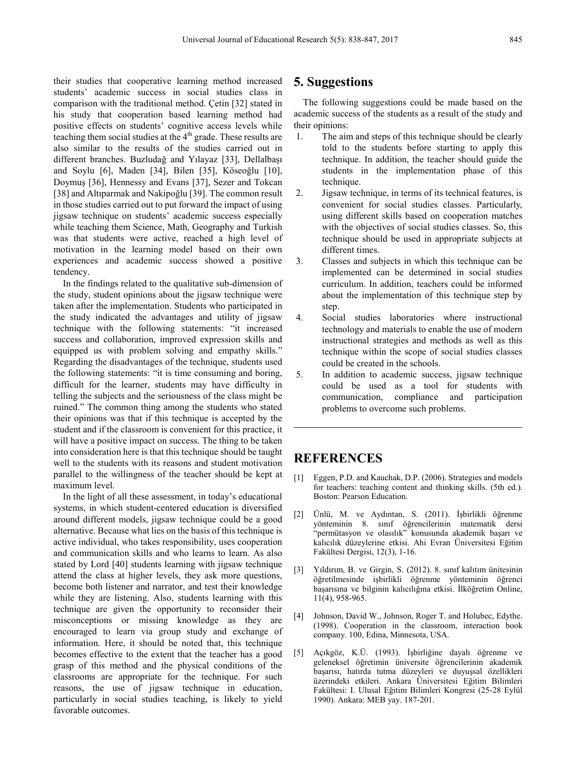their studies that cooperative learning method increased students' academic success in social studies class in comparison with the traditional method. Çetin [32] stated in his study that cooperation based learning method had positive effects on students' cognitive access levels while teaching them social studies at the 4th grade. These results are also similar to the results of the studies carried out in different branches. Buzludağ and Yılayaz [33], Dellalbaşı and Soylu [6], Maden [34], Bilen [35], Köseoğlu [10], Doymuş [36], Hennessy and Evans [37], Sezer and Tokcan [38] and Altıparmak and Nakipoğlu [39]. The common result in those studies carried out to put forward the impact of using jigsaw technique on students' academic success especially while teaching them Science, Math, Geography and Turkish was that students were active, reached a high level of motivation in the learning model based on their own experiences and academic success showed a positive tendency.

In the findings related to the qualitative sub-dimension of the study, student opinions about the jigsaw technique were taken after the implementation. Students who participated in the study indicated the advantages and utility of jigsaw technique with the following statements: "it increased success and collaboration, improved expression skills and equipped us with problem solving and empathy skills." Regarding the disadvantages of the technique, students used the following statements: "it is time consuming and boring, difficult for the learner, students may have difficulty in telling the subjects and the seriousness of the class might be ruined." The common thing among the students who stated their opinions was that if this technique is accepted by the student and if the classroom is convenient for this practice, it will have a positive impact on success. The thing to be taken into consideration here is that this technique should be taught well to the students with its reasons and student motivation parallel to the willingness of the teacher should be kept at maximum level.

In the light of all these assessment, in today's educational systems, in which student-centered education is diversified around different models, jigsaw technique could be a good alternative. Because what lies on the basis of this technique is active individual, who takes responsibility, uses cooperation and communication skills and who learns to learn. As also stated by Lord [40] students learning with jigsaw technique attend the class at higher levels, they ask more questions, become both listener and narrator, and test their knowledge while they are listening. Also, students learning with this technique are given the opportunity to reconsider their misconceptions or missing knowledge as they are encouraged to learn via group study and exchange of information. Here, it should be noted that, this technique becomes effective to the extent that the teacher has a good grasp of this method and the physical conditions of the classrooms are appropriate for the technique. For such reasons, the use of jigsaw technique in education, particularly in social studies teaching, is likely to yield favorable outcomes.

## 5. Suggestions

The following suggestions could be made based on the academic success of the students as a result of the study and their opinions:

1. The aim and steps of this technique should be clearly told to the students before starting to apply this technique. In addition, the teacher should guide the students in the implementation phase of this technique.
2. Jigsaw technique, in terms of its technical features, is convenient for social studies classes. Particularly, using different skills based on cooperation matches with the objectives of social studies classes. So, this technique should be used in appropriate subjects at different times.
3. Classes and subjects in which this technique can be implemented can be determined in social studies curriculum. In addition, teachers could be informed about the implementation of this technique step by step.
4. Social studies laboratories where instructional technology and materials to enable the use of modern instructional strategies and methods as well as this technique within the scope of social studies classes could be created in the schools.
5. In addition to academic success, jigsaw technique could be used as a tool for students with communication, compliance and participation problems to overcome such problems.

## REFERENCES

[1] Eggen, P.D. and Kauchak, D.P. (2006). Strategies and models for teachers: teaching content and thinking skills. (5th ed.). Boston: Pearson Education.

[2] Ünlü, M. ve Aydıntan, S. (2011). İşbirlikli öğrenme yönteminin 8. sınıf öğrencilerinin matematik dersi "permütasyon ve olasılık" konusunda akademik başarı ve kalıcılık düzeylerine etkisi. Ahi Evran Üniversitesi Eğitim Fakültesi Dergisi, 12(3), 1-16.

[3] Yıldırım, B. ve Girgin, S. (2012). 8. sınıf kalıtım ünitesinin öğretilmesinde işbirlikli öğrenme yönteminin öğrenci başarısına ve bilginin kalıcılığına etkisi. İlköğretim Online, 11(4), 958-965.

[4] Johnson, David W., Johnson, Roger T. and Holubec, Edythe. (1998). Cooperation in the classroom, interaction book company. 100, Edina, Minnesota, USA.

[5] Açıkgöz, K.Ü. (1993). İşbirliğine dayalı öğrenme ve geleneksel öğretimin üniversite öğrencilerinin akademik başarısı, hatırda tutma düzeyleri ve duyuşsal özellikleri üzerindeki etkileri. Ankara Üniversitesi Eğitim Bilimleri Fakültesi: I. Ulusal Eğitim Bilimleri Kongresi (25-28 Eylül 1990). Ankara: MEB yay. 187-201.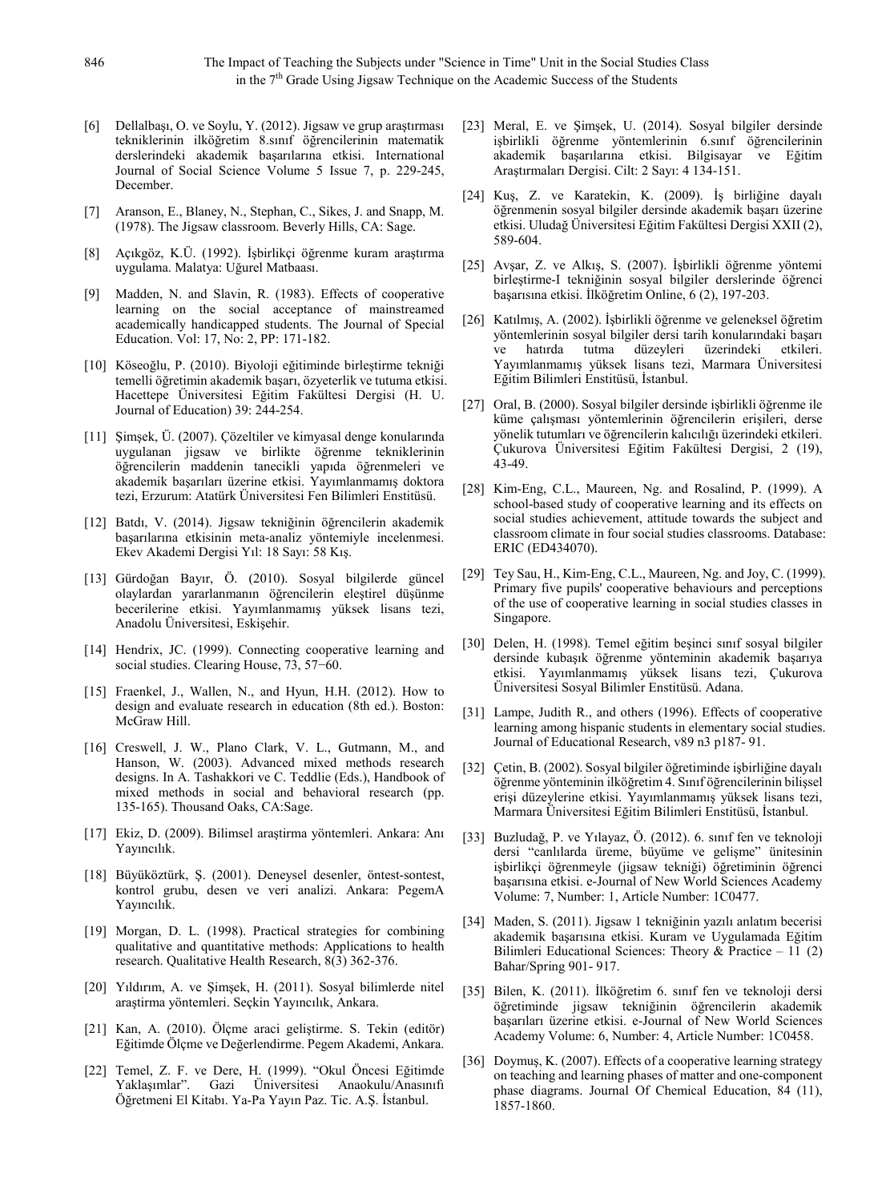[6] Dellalbaşı, O. ve Soylu, Y. (2012). Jigsaw ve grup araştırması tekniklerinin ilköğretim 8.sınıf öğrencilerinin matematik derslerindeki akademik başarılarına etkisi. International Journal of Social Science Volume 5 Issue 7, p. 229-245, December.

[7] Aranson, E., Blaney, N., Stephan, C., Sikes, J. and Snapp, M. (1978). The Jigsaw classroom. Beverly Hills, CA: Sage.

[8] Açıkgöz, K.Ü. (1992). İşbirlikçi öğrenme kuram araştırma uygulama. Malatya: Uğurel Matbaası.

[9] Madden, N. and Slavin, R. (1983). Effects of cooperative learning on the social acceptance of mainstreamed academically handicapped students. The Journal of Special Education. Vol: 17, No: 2, PP: 171-182.

[10] Köseoğlu, P. (2010). Biyoloji eğitiminde birleştirme tekniği temelli öğretimin akademik başarı, özyeterlik ve tutuma etkisi. Hacettepe Üniversitesi Eğitim Fakültesi Dergisi (H. U. Journal of Education) 39: 244-254.

[11] Şimşek, Ü. (2007). Çözeltiler ve kimyasal denge konularında uygulanan jigsaw ve birlikte öğrenme tekniklerinin öğrencilerin maddenin tanecikli yapıda öğrenmeleri ve akademik başarıları üzerine etkisi. Yayımlanmamış doktora tezi, Erzurum: Atatürk Üniversitesi Fen Bilimleri Enstitüsü.

[12] Batdı, V. (2014). Jigsaw tekniğinin öğrencilerin akademik başarılarına etkisinin meta-analiz yöntemiyle incelenmesi. Ekev Akademi Dergisi Yıl: 18 Sayı: 58 Kış.

[13] Gürdoğan Bayır, Ö. (2010). Sosyal bilgilerde güncel olaylardan yararlanmanın öğrencilerin eleştirel düşünme becerilerine etkisi. Yayımlanmamış yüksek lisans tezi, Anadolu Üniversitesi, Eskişehir.

[14] Hendrix, JC. (1999). Connecting cooperative learning and social studies. Clearing House, 73, 57−60.

[15] Fraenkel, J., Wallen, N., and Hyun, H.H. (2012). How to design and evaluate research in education (8th ed.). Boston: McGraw Hill.

[16] Creswell, J. W., Plano Clark, V. L., Gutmann, M., and Hanson, W. (2003). Advanced mixed methods research designs. In A. Tashakkori ve C. Teddlie (Eds.), Handbook of mixed methods in social and behavioral research (pp. 135-165). Thousand Oaks, CA:Sage.

[17] Ekiz, D. (2009). Bilimsel araştırma yöntemleri. Ankara: Anı Yayıncılık.

[18] Büyüköztürk, Ş. (2001). Deneysel desenler, öntest-sontest, kontrol grubu, desen ve veri analizi. Ankara: PegemA Yayıncılık.

[19] Morgan, D. L. (1998). Practical strategies for combining qualitative and quantitative methods: Applications to health research. Qualitative Health Research, 8(3) 362-376.

[20] Yıldırım, A. ve Şimşek, H. (2011). Sosyal bilimlerde nitel araştırma yöntemleri. Seçkin Yayıncılık, Ankara.

[21] Kan, A. (2010). Ölçme araci geliştirme. S. Tekin (editör) Eğitimde Ölçme ve Değerlendirme. Pegem Akademi, Ankara.

[22] Temel, Z. F. ve Dere, H. (1999). "Okul Öncesi Eğitimde Yaklaşımlar". Gazi Üniversitesi Anaokulu/Anasınıfı Öğretmeni El Kitabı. Ya-Pa Yayın Paz. Tic. A.Ş. İstanbul.

[23] Meral, E. ve Şimşek, U. (2014). Sosyal bilgiler dersinde işbirlikli öğrenme yöntemlerinin 6.sınıf öğrencilerinin akademik başarılarına etkisi. Bilgisayar ve Eğitim Araştırmaları Dergisi. Cilt: 2 Sayı: 4 134-151.

[24] Kuş, Z. ve Karatekin, K. (2009). İş birliğine dayalı öğrenmenin sosyal bilgiler dersinde akademik başarı üzerine etkisi. Uludağ Üniversitesi Eğitim Fakültesi Dergisi XXII (2), 589-604.

[25] Avşar, Z. ve Alkış, S. (2007). İşbirlikli öğrenme yöntemi birleştirme-I tekniğinin sosyal bilgiler derslerinde öğrenci başarısına etkisi. İlköğretim Online, 6 (2), 197-203.

[26] Katılmış, A. (2002). İşbirlikli öğrenme ve geleneksel öğretim yöntemlerinin sosyal bilgiler dersi tarih konularındaki başarı ve hatırda tutma düzeyleri üzerindeki etkileri. Yayımlanmamış yüksek lisans tezi, Marmara Üniversitesi Eğitim Bilimleri Enstitüsü, İstanbul.

[27] Oral, B. (2000). Sosyal bilgiler dersinde işbirlikli öğrenme ile küme çalışması yöntemlerinin öğrencilerin erişileri, derse yönelik tutumları ve öğrencilerin kalıcılığı üzerindeki etkileri. Çukurova Üniversitesi Eğitim Fakültesi Dergisi, 2 (19), 43-49.

[28] Kim-Eng, C.L., Maureen, Ng. and Rosalind, P. (1999). A school-based study of cooperative learning and its effects on social studies achievement, attitude towards the subject and classroom climate in four social studies classrooms. Database: ERIC (ED434070).

[29] Tey Sau, H., Kim-Eng, C.L., Maureen, Ng. and Joy, C. (1999). Primary five pupils' cooperative behaviours and perceptions of the use of cooperative learning in social studies classes in Singapore.

[30] Delen, H. (1998). Temel eğitim beşinci sınıf sosyal bilgiler dersinde kubaşık öğrenme yönteminin akademik başarıya etkisi. Yayımlanmamış yüksek lisans tezi, Çukurova Üniversitesi Sosyal Bilimler Enstitüsü. Adana.

[31] Lampe, Judith R., and others (1996). Effects of cooperative learning among hispanic students in elementary social studies. Journal of Educational Research, v89 n3 p187- 91.

[32] Çetin, B. (2002). Sosyal bilgiler öğretiminde işbirliğine dayalı öğrenme yönteminin ilköğretim 4. Sınıf öğrencilerinin bilişsel erişi düzeylerine etkisi. Yayımlanmamış yüksek lisans tezi, Marmara Üniversitesi Eğitim Bilimleri Enstitüsü, İstanbul.

[33] Buzludağ, P. ve Yılayaz, Ö. (2012). 6. sınıf fen ve teknoloji dersi "canlılarda üreme, büyüme ve gelişme" ünitesinin işbirlikçi öğrenmeyle (jigsaw tekniği) öğretiminin öğrenci başarısına etkisi. e-Journal of New World Sciences Academy Volume: 7, Number: 1, Article Number: 1C0477.

[34] Maden, S. (2011). Jigsaw 1 tekniğinin yazılı anlatım becerisi akademik başarısına etkisi. Kuram ve Uygulamada Eğitim Bilimleri Educational Sciences: Theory & Practice – 11 (2) Bahar/Spring 901- 917.

[35] Bilen, K. (2011). İlköğretim 6. sınıf fen ve teknoloji dersi öğretiminde jigsaw tekniğinin öğrencilerin akademik başarıları üzerine etkisi. e-Journal of New World Sciences Academy Volume: 6, Number: 4, Article Number: 1C0458.

[36] Doymuş, K. (2007). Effects of a cooperative learning strategy on teaching and learning phases of matter and one-component phase diagrams. Journal Of Chemical Education, 84 (11), 1857-1860.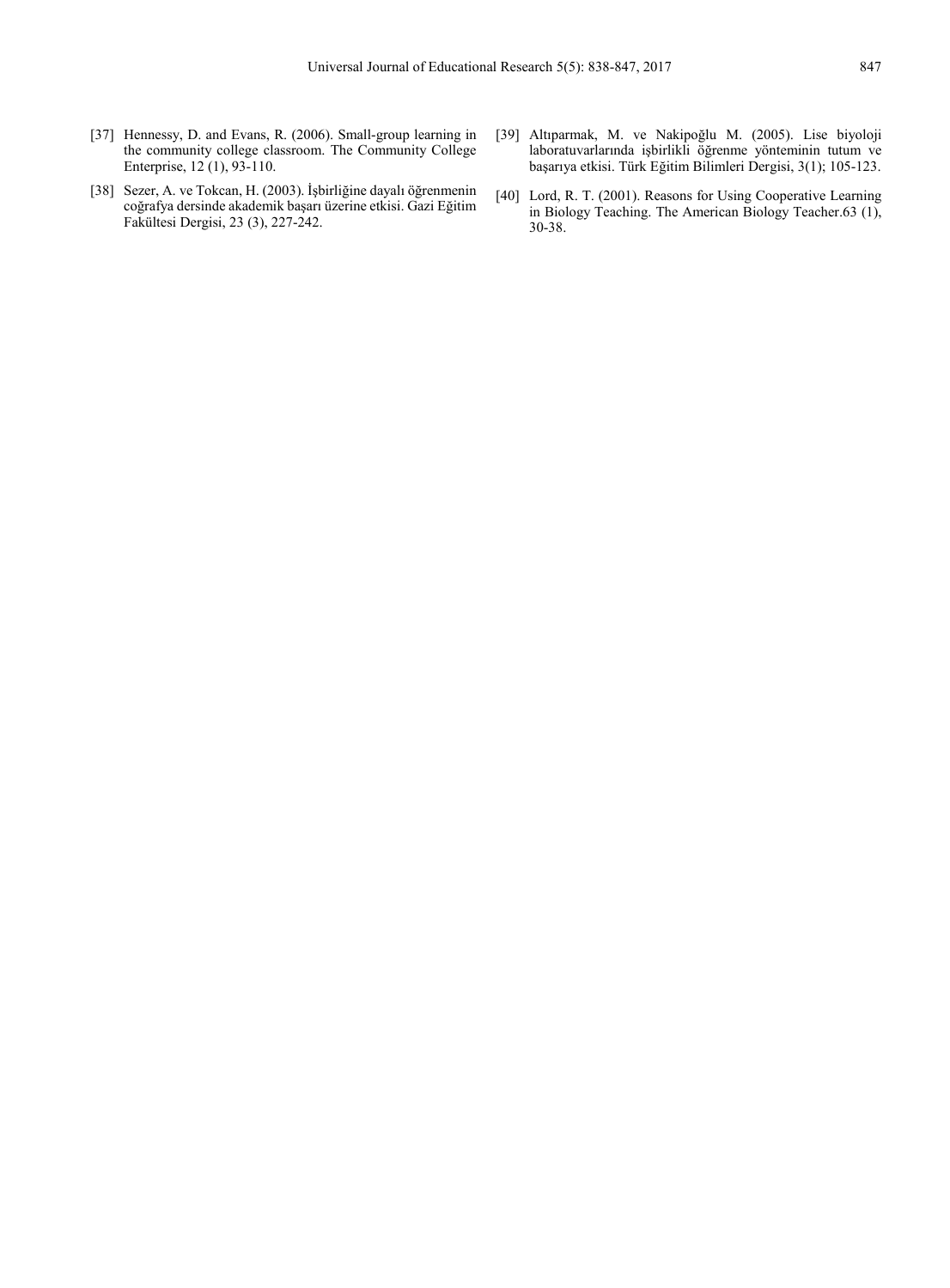[37] Hennessy, D. and Evans, R. (2006). Small-group learning in the community college classroom. The Community College Enterprise, 12 (1), 93-110.

[38] Sezer, A. ve Tokcan, H. (2003). İşbirliğine dayalı öğrenmenin coğrafya dersinde akademik başarı üzerine etkisi. Gazi Eğitim Fakültesi Dergisi, 23 (3), 227-242.

[39] Altıparmak, M. ve Nakipoğlu M. (2005). Lise biyoloji laboratuvarlarında işbirlikli öğrenme yönteminin tutum ve başarıya etkisi. Türk Eğitim Bilimleri Dergisi, 3(1); 105-123.

[40] Lord, R. T. (2001). Reasons for Using Cooperative Learning in Biology Teaching. The American Biology Teacher.63 (1), 30-38.